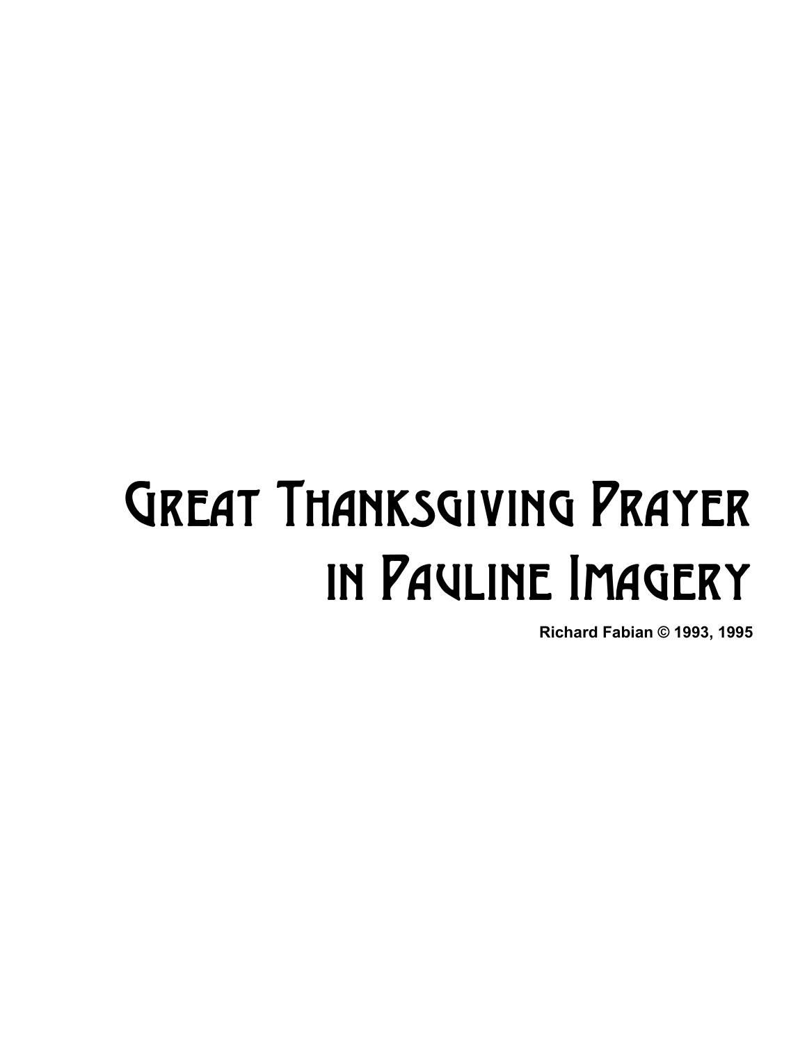# Great Thanksgiving Prayer in Pauline Imagery

**Richard Fabian © 1993, 1995**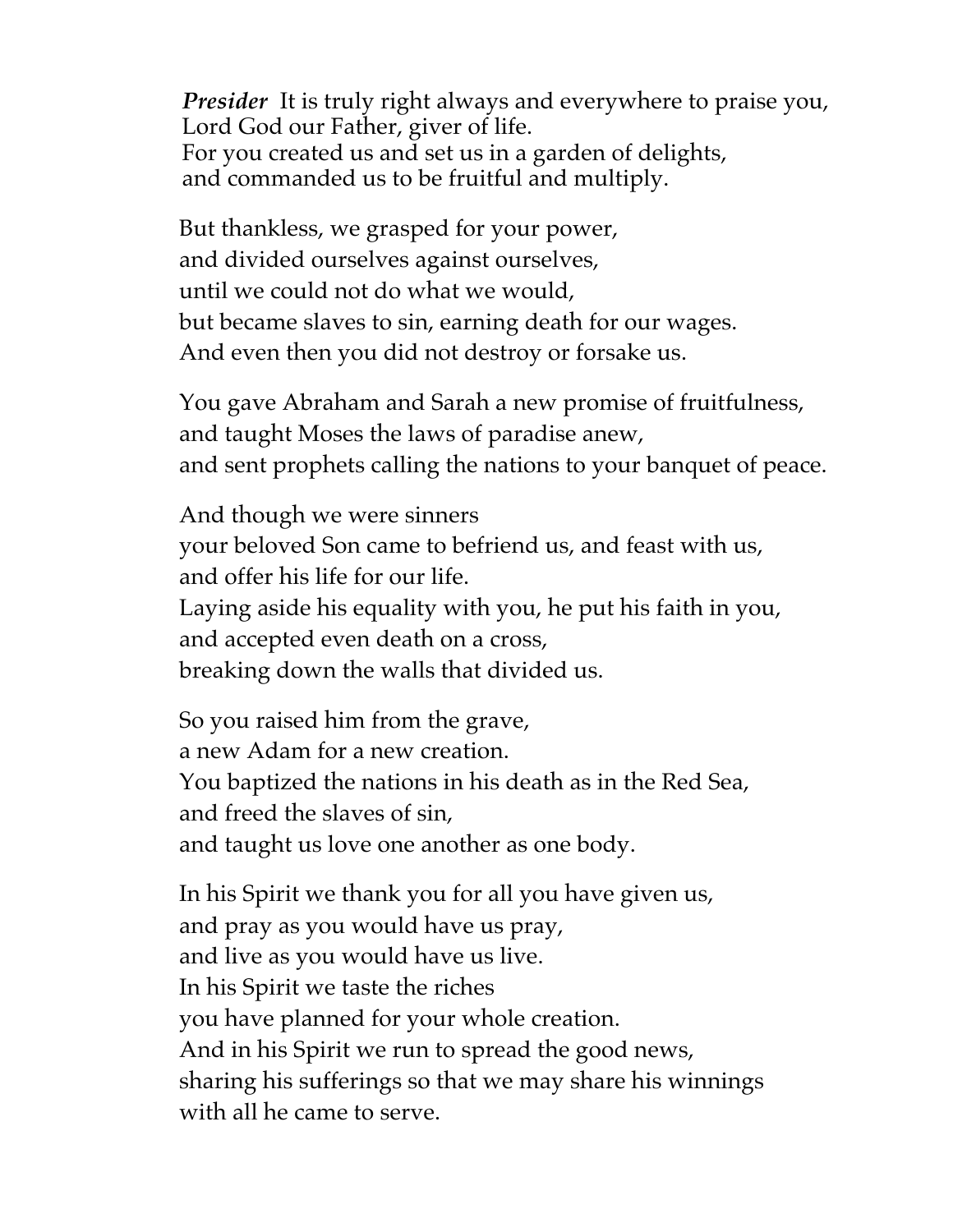***Presider*** It is truly right always and everywhere to praise you,
Lord God our Father, giver of life.
For you created us and set us in a garden of delights,
and commanded us to be fruitful and multiply.

But thankless, we grasped for your power,
and divided ourselves against ourselves,
until we could not do what we would,
but became slaves to sin, earning death for our wages.
And even then you did not destroy or forsake us.

You gave Abraham and Sarah a new promise of fruitfulness,
and taught Moses the laws of paradise anew,
and sent prophets calling the nations to your banquet of peace.

And though we were sinners
your beloved Son came to befriend us, and feast with us,
and offer his life for our life.
Laying aside his equality with you, he put his faith in you,
and accepted even death on a cross,
breaking down the walls that divided us.

So you raised him from the grave,
a new Adam for a new creation.
You baptized the nations in his death as in the Red Sea,
and freed the slaves of sin,
and taught us love one another as one body.

In his Spirit we thank you for all you have given us,
and pray as you would have us pray,
and live as you would have us live.
In his Spirit we taste the riches
you have planned for your whole creation.
And in his Spirit we run to spread the good news,
sharing his sufferings so that we may share his winnings
with all he came to serve.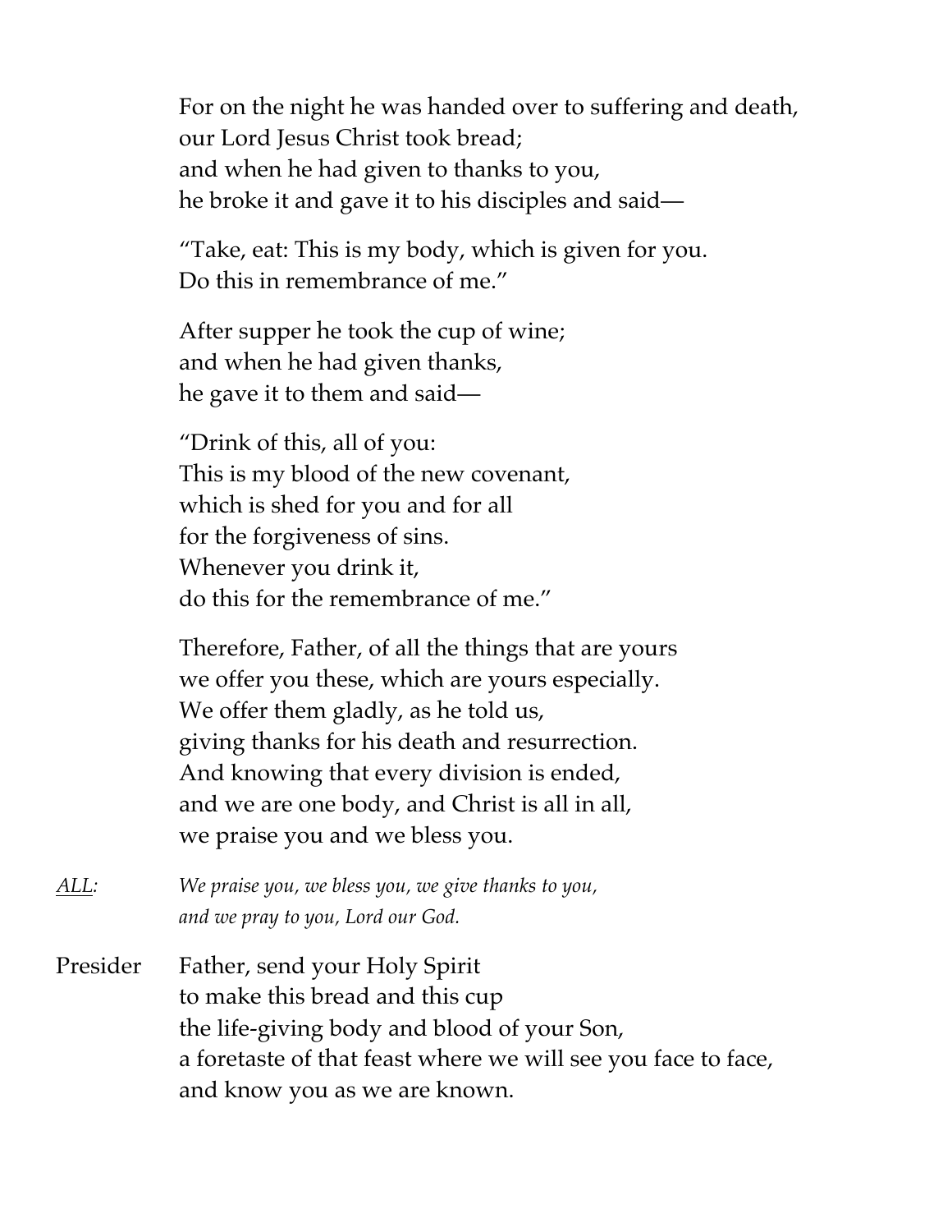For on the night he was handed over to suffering and death,
our Lord Jesus Christ took bread;
and when he had given to thanks to you,
he broke it and gave it to his disciples and said—

"Take, eat: This is my body, which is given for you.
Do this in remembrance of me."

After supper he took the cup of wine;
and when he had given thanks,
he gave it to them and said—

"Drink of this, all of you:
This is my blood of the new covenant,
which is shed for you and for all
for the forgiveness of sins.
Whenever you drink it,
do this for the remembrance of me."

Therefore, Father, of all the things that are yours
we offer you these, which are yours especially.
We offer them gladly, as he told us,
giving thanks for his death and resurrection.
And knowing that every division is ended,
and we are one body, and Christ is all in all,
we praise you and we bless you.

*ALL:* *We praise you, we bless you, we give thanks to you,*
*and we pray to you, Lord our God.*

Presider Father, send your Holy Spirit
to make this bread and this cup
the life-giving body and blood of your Son,
a foretaste of that feast where we will see you face to face,
and know you as we are known.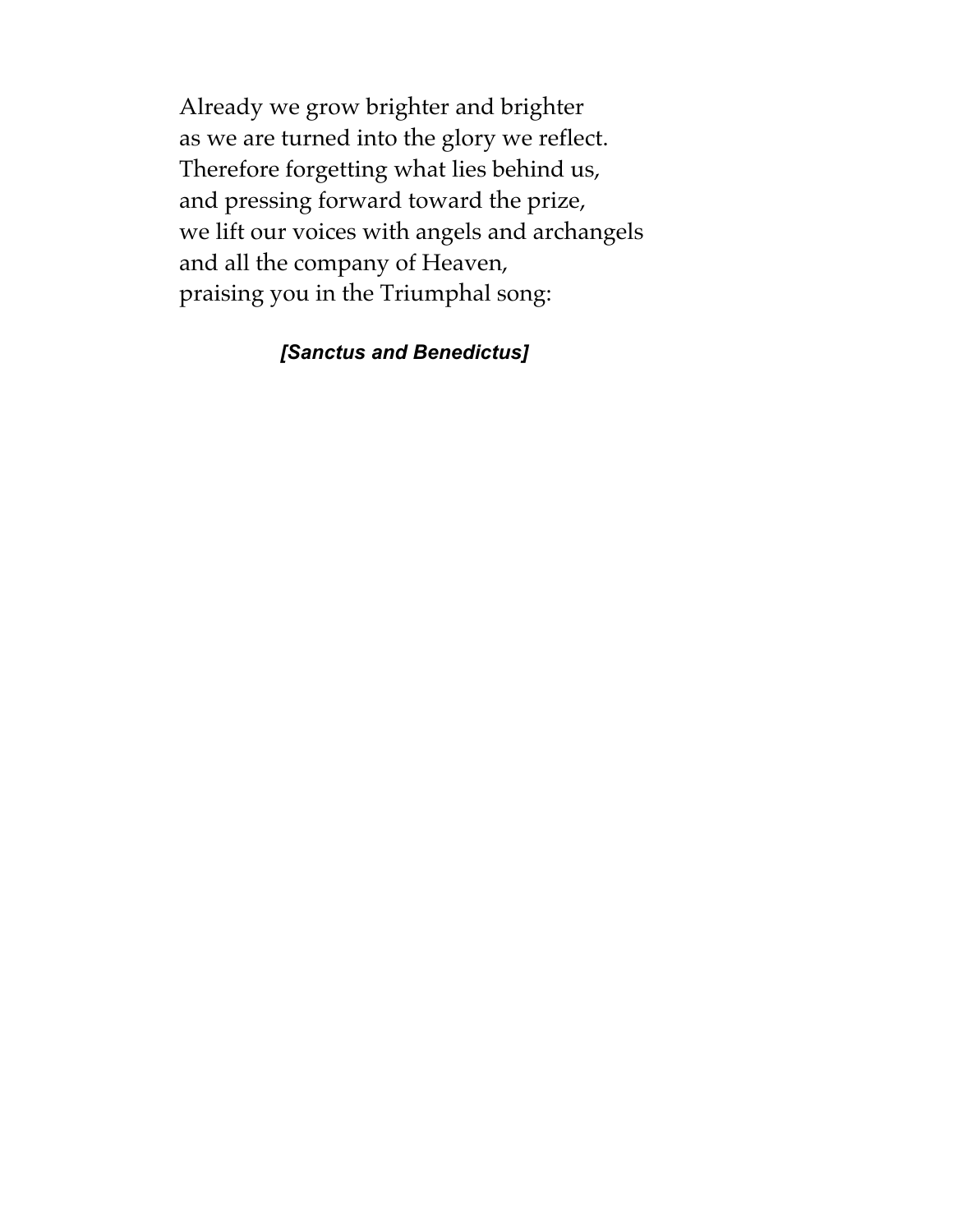Already we grow brighter and brighter  
as we are turned into the glory we reflect.  
Therefore forgetting what lies behind us,  
and pressing forward toward the prize,  
we lift our voices with angels and archangels  
and all the company of Heaven,  
praising you in the Triumphal song:

***[Sanctus and Benedictus]***